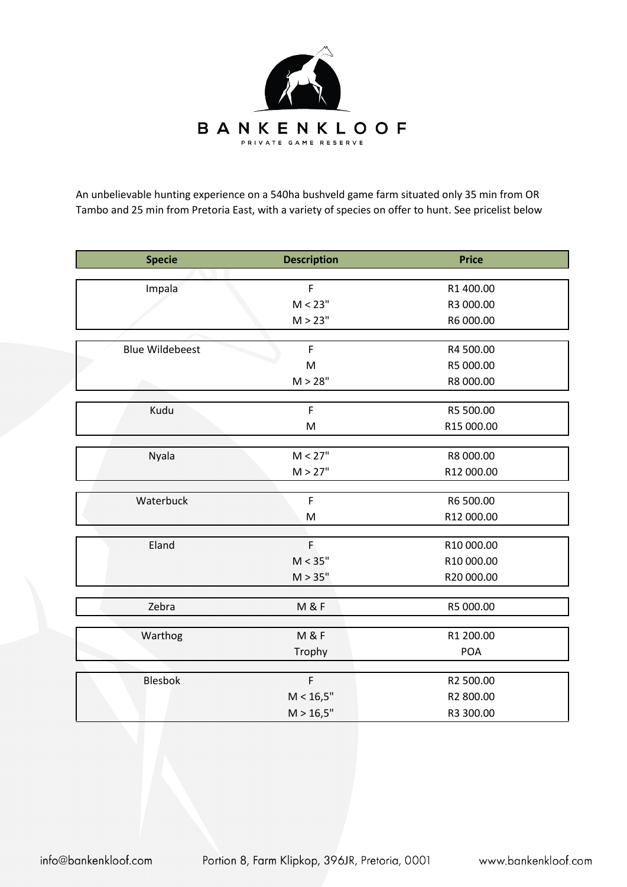# BANKENKLOOF

PRIVATE GAME RESERVE

An unbelievable hunting experience on a 540ha bushveld game farm situated only 35 min from OR Tambo and 25 min from Pretoria East, with a variety of species on offer to hunt. See pricelist below

| Specie | Description | Price |
|---|---|---|
| Impala | F | R1 400.00 |
| | M < 23" | R3 000.00 |
| | M > 23" | R6 000.00 |
| Blue Wildebeest | F | R4 500.00 |
| | M | R5 000.00 |
| | M > 28" | R8 000.00 |
| Kudu | F | R5 500.00 |
| | M | R15 000.00 |
| Nyala | M < 27" | R8 000.00 |
| | M > 27" | R12 000.00 |
| Waterbuck | F | R6 500.00 |
| | M | R12 000.00 |
| Eland | F | R10 000.00 |
| | M < 35" | R10 000.00 |
| | M > 35" | R20 000.00 |
| Zebra | M & F | R5 000.00 |
| Warthog | M & F | R1 200.00 |
| | Trophy | POA |
| Blesbok | F | R2 500.00 |
| | M < 16,5" | R2 800.00 |
| | M > 16,5" | R3 300.00 |

info@bankenkloof.com    Portion 8, Farm Klipkop, 396JR, Pretoria, 0001    www.bankenkloof.com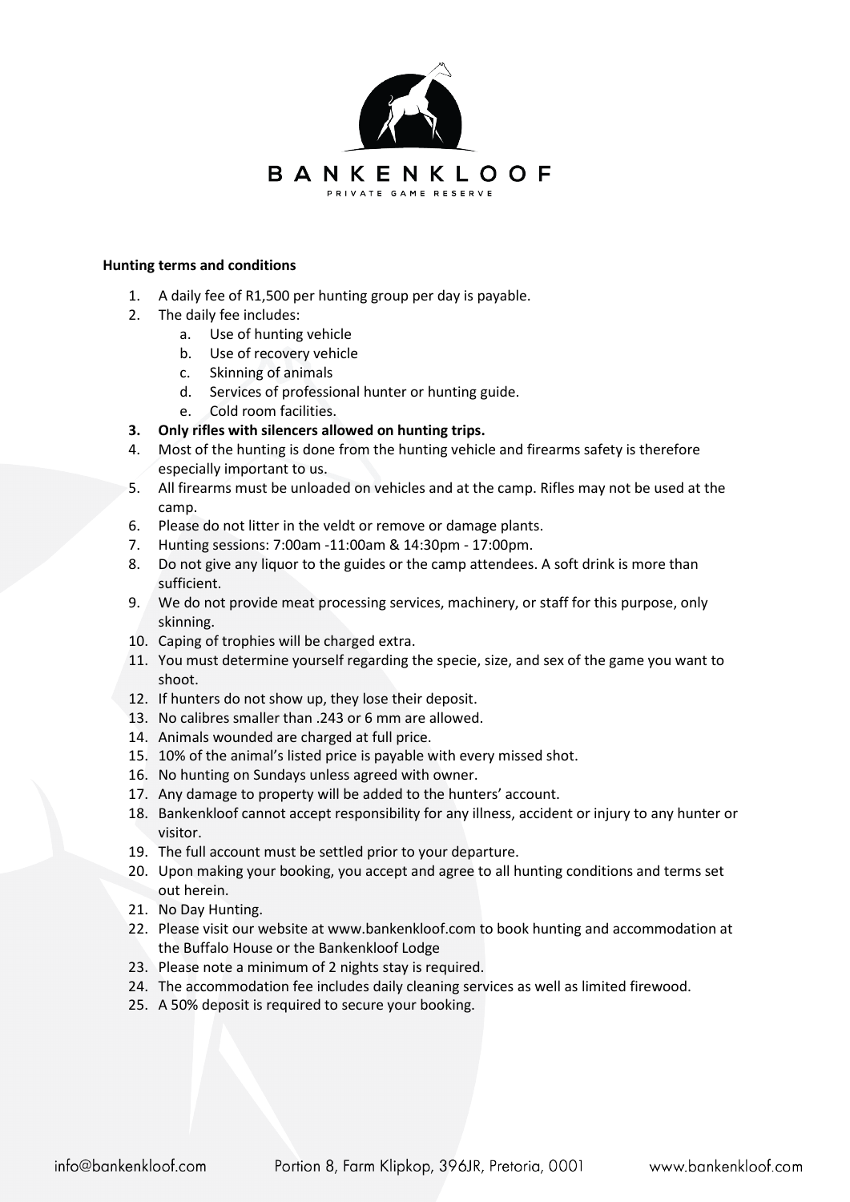BANKENKLOOF

PRIVATE GAME RESERVE

**Hunting terms and conditions**

1. A daily fee of R1,500 per hunting group per day is payable.
2. The daily fee includes:
    a. Use of hunting vehicle
    b. Use of recovery vehicle
    c. Skinning of animals
    d. Services of professional hunter or hunting guide.
    e. Cold room facilities.
3. **Only rifles with silencers allowed on hunting trips.**
4. Most of the hunting is done from the hunting vehicle and firearms safety is therefore especially important to us.
5. All firearms must be unloaded on vehicles and at the camp. Rifles may not be used at the camp.
6. Please do not litter in the veldt or remove or damage plants.
7. Hunting sessions: 7:00am -11:00am & 14:30pm - 17:00pm.
8. Do not give any liquor to the guides or the camp attendees. A soft drink is more than sufficient.
9. We do not provide meat processing services, machinery, or staff for this purpose, only skinning.
10. Caping of trophies will be charged extra.
11. You must determine yourself regarding the specie, size, and sex of the game you want to shoot.
12. If hunters do not show up, they lose their deposit.
13. No calibres smaller than .243 or 6 mm are allowed.
14. Animals wounded are charged at full price.
15. 10% of the animal's listed price is payable with every missed shot.
16. No hunting on Sundays unless agreed with owner.
17. Any damage to property will be added to the hunters' account.
18. Bankenkloof cannot accept responsibility for any illness, accident or injury to any hunter or visitor.
19. The full account must be settled prior to your departure.
20. Upon making your booking, you accept and agree to all hunting conditions and terms set out herein.
21. No Day Hunting.
22. Please visit our website at www.bankenkloof.com to book hunting and accommodation at the Buffalo House or the Bankenkloof Lodge
23. Please note a minimum of 2 nights stay is required.
24. The accommodation fee includes daily cleaning services as well as limited firewood.
25. A 50% deposit is required to secure your booking.

info@bankenkloof.com Portion 8, Farm Klipkop, 396JR, Pretoria, 0001 www.bankenkloof.com